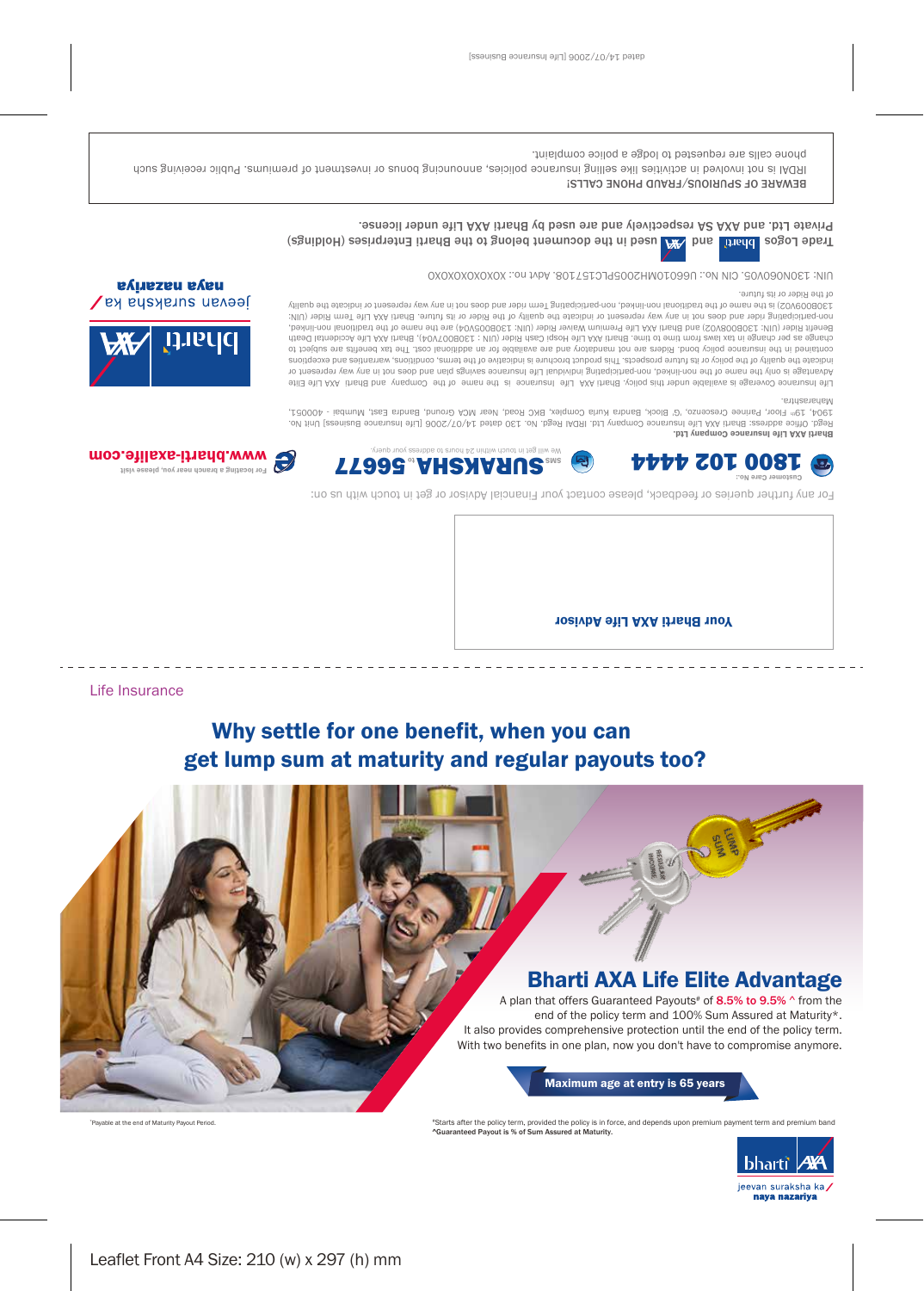dated 14/07/2006 [Life Insurance Business]

**BEWARE OF SPURIOUS/FRAUD PHONE CALLS!**

IRDAI is not involved in activities like selling insurance policies, announcing bonus or investment of premiums. Public receiving such phone calls are requested to lodge a police complaint.

Trade Logos bharti and AXA used in the document belong to the Bharti Enterprises (Holdings) Private Ltd. and AXA SA respectively and are used by Bharti AXA Life under license.

UIN: 130N060V05. CIN No.: U66010MH2005PLC157108. Advt no.: XOXOXOXOXOXO

Life Insurance Coverage is available under this policy. Bharti AXA Life Insurance is the name of the Company and Bharti AXA Life Elite Advantage is only the name of the non-linked, non-participating individual Life Insurance savings plan and does not in any way represent or indicate the quality of the policy or its future prospects. This product brochure is indicative of the terms, conditions, warranties and exceptions contained in the insurance policy bond. Riders are not mandatory and are available for an additional cost. The tax benefits are subject to change as per change in tax laws from time to time. Bharti AXA Life Hospi Cash Rider (UIN : 130B007V04), Bharti AXA Life Accidental Death Benefit Rider (UIN: 130B008V02) and Bharti AXA Life Premium Waiver Rider (UIN: 130B005V04) are the name of the traditional non-linked, non-participating rider and does not in any way represent or indicate the quality of the Rider or its future. Bharti AXA Life Term Rider (UIN: 130B006V02) is the name of the traditional non-linked, non-participating Term rider and does not in any way represent or indicate the quality of the Rider or its future.

**Bharti AXA Life Insurance Company Ltd.**

Regd. Office address: Bharti AXA Life Insurance Company Ltd. IRDAI Regd. No. 130 dated 14/07/2006 [Life Insurance Business] Unit No. 1904, 19th Floor, Parinee Crescenzo, 'G' Block, Bandra Kurla Complex, BKC Road, Near MCA Ground, Bandra East, Mumbai - 400051, Maharashtra.

bharti AXA — jeevan suraksha ka naya nazariya

For any further queries or feedback, please contact your Financial Advisor or get in touch with us on:

Customer Care No.: **1800 102 4444**

SMS **SURAKSHA** to **56677** — We will get in touch within 24 hours to address your query.

For locating a branch near you, please visit **www.bharti-axalife.com**

**Your Bharti AXA Life Advisor**

Life Insurance

## Why settle for one benefit, when you can get lump sum at maturity and regular payouts too?

## Bharti AXA Life Elite Advantage

A plan that offers Guaranteed Payouts# of 8.5% to 9.5% ^ from the end of the policy term and 100% Sum Assured at Maturity*. It also provides comprehensive protection until the end of the policy term. With two benefits in one plan, now you don't have to compromise anymore.

**Maximum age at entry is 65 years**

*Payable at the end of Maturity Payout Period.

#Starts after the policy term, provided the policy is in force, and depends upon premium payment term and premium band
^Guaranteed Payout is % of Sum Assured at Maturity.

bharti AXA — jeevan suraksha ka **naya nazariya**

Leaflet Front A4 Size: 210 (w) x 297 (h) mm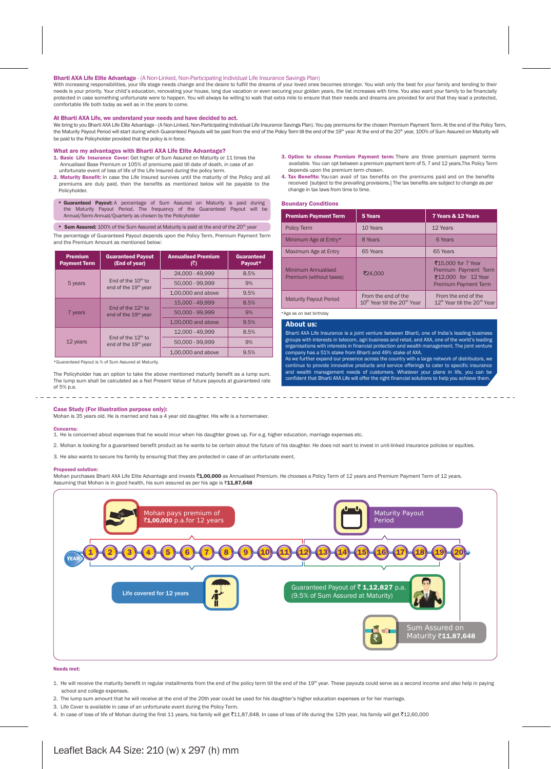**Bharti AXA Life Elite Advantage** - (A Non-Linked, Non-Participating Individual Life Insurance Savings Plan)

With increasing responsibilities, your life stage needs change and the desire to fulfill the dreams of your loved ones becomes stronger. You wish only the best for your family and tending to their needs is your priority. Your child's education, renovating your house, long due vacation or even securing your golden years, the list increases with time. You also want your family to be financially protected in case something unfortunate were to happen. You will always be willing to walk that extra mile to ensure that their needs and dreams are provided for and that they lead a protected, comfortable life both today as well as in the years to come.

### At Bharti AXA Life, we understand your needs and have decided to act.

We bring to you Bharti AXA Life Elite Advantage - (A Non-Linked, Non-Participating Individual Life Insurance Savings Plan). You pay premiums for the chosen Premium Payment Term. At the end of the Policy Term, the Maturity Payout Period will start during which Guaranteed Payouts will be paid from the end of the Policy Term till the end of the 19th year At the end of the 20th year, 100% of Sum Assured on Maturity will be paid to the Policyholder provided that the policy is in force.

### What are my advantages with Bharti AXA Life Elite Advantage?

1. **Basic Life Insurance Cover:** Get higher of Sum Assured on Maturity or 11 times the Annualised Base Premium or 105% of premiums paid till date of death, in case of an unfortunate event of loss of life of the Life Insured during the policy term.
2. **Maturity Benefit:** In case the Life Insured survives until the maturity of the Policy and all premiums are duly paid, then the benefits as mentioned below will be payable to the Policyholder.

- **Guaranteed Payout:** A percentage of Sum Assured on Maturity is paid during the Maturity Payout Period. The frequency of the Guaranteed Payout will be Annual/Semi-Annual/Quarterly as chosen by the Policyholder

- **Sum Assured:** 100% of the Sum Assured at Maturity is paid at the end of the 20th year

The percentage of Guaranteed Payout depends upon the Policy Term, Premium Payment Term and the Premium Amount as mentioned below:

| Premium Payment Term | Guaranteed Payout (End of year) | Annualised Premium (₹) | Guaranteed Payout* |
|---|---|---|---|
| 5 years | End of the 10th to end of the 19th year | 24,000 - 49,999 | 8.5% |
| | | 50,000 - 99,999 | 9% |
| | | 1,00,000 and above | 9.5% |
| 7 years | End of the 12th to end of the 19th year | 15,000 - 49,999 | 8.5% |
| | | 50,000 - 99,999 | 9% |
| | | 1,00,000 and above | 9.5% |
| 12 years | End of the 12th to end of the 19th year | 12,000 - 49,999 | 8.5% |
| | | 50,000 - 99,999 | 9% |
| | | 1,00,000 and above | 9.5% |

*Guaranteed Payout is % of Sum Assured at Maturity.

The Policyholder has an option to take the above mentioned maturity benefit as a lump sum. The lump sum shall be calculated as a Net Present Value of future payouts at guaranteed rate of 5% p.a.

3. **Option to choose Premium Payment term:** There are three premium payment terms available. You can opt between a premium payment term of 5, 7 and 12 years.The Policy Term depends upon the premium term chosen.
4. **Tax Benefits:** You can avail of tax benefits on the premiums paid and on the benefits received [subject to the prevailing provisions.] The tax benefits are subject to change as per change in tax laws from time to time.

### Boundary Conditions

| Premium Payment Term | 5 Years | 7 Years & 12 Years |
|---|---|---|
| Policy Term | 10 Years | 12 Years |
| Minimum Age at Entry* | 8 Years | 6 Years |
| Maximum Age at Entry | 65 Years | 65 Years |
| Minimum Annualised Premium (without taxes) | ₹24,000 | ₹15,000 for 7 Year Premium Payment Term ₹12,000 for 12 Year Premium Payment Term |
| Maturity Payout Period | From the end of the 10th Year till the 20th Year | From the end of the 12th Year till the 20th Year |

*Age as on last birthday

### About us:

Bharti AXA Life Insurance is a joint venture between Bharti, one of India's leading business groups with interests in telecom, agri business and retail, and AXA, one of the world's leading organisations with interests in financial protection and wealth management. The joint venture company has a 51% stake from Bharti and 49% stake of AXA.

As we further expand our presence across the country with a large network of distributors, we continue to provide innovative products and service offerings to cater to specific insurance and wealth management needs of customers. Whatever your plans in life, you can be confident that Bharti AXA Life will offer the right financial solutions to help you achieve them.

### Case Study (For illustration purpose only):

Mohan is 35 years old. He is married and has a 4 year old daughter. His wife is a homemaker.

**Concerns:**

1. He is concerned about expenses that he would incur when his daughter grows up. For e.g. higher education, marriage expenses etc.
2. Mohan is looking for a guaranteed benefit product as he wants to be certain about the future of his daughter. He does not want to invest in unit-linked insurance policies or equities.
3. He also wants to secure his family by ensuring that they are protected in case of an unfortunate event.

**Proposed solution:**

Mohan purchases Bharti AXA Life Elite Advantage and invests ₹**1,00,000** as Annualised Premium. He chooses a Policy Term of 12 years and Premium Payment Term of 12 years. Assuming that Mohan is in good health, his sum assured as per his age is ₹**11,87,648**

Mohan pays premium of ₹**1,00,000** p.a.for 12 years

Maturity Payout Period

YEAR 1 2 3 4 5 6 7 8 9 10 11 12 13 14 15 16 17 18 19 20

Life covered for 12 years

Guaranteed Payout of ₹ **1,12,827** p.a. (9.5% of Sum Assured at Maturity)

Sum Assured on Maturity ₹**11,87,648**

**Needs met:**

1. He will receive the maturity benefit in regular installments from the end of the policy term till the end of the 19th year. These payouts could serve as a second income and also help in paying school and college expenses.
2. The lump sum amount that he will receive at the end of the 20th year could be used for his daughter's higher education expenses or for her marriage.
3. Life Cover is available in case of an unfortunate event during the Policy Term.
4. In case of loss of life of Mohan during the first 11 years, his family will get ₹11,87,648. In case of loss of life during the 12th year, his family will get ₹12,60,000

Leaflet Back A4 Size: 210 (w) x 297 (h) mm